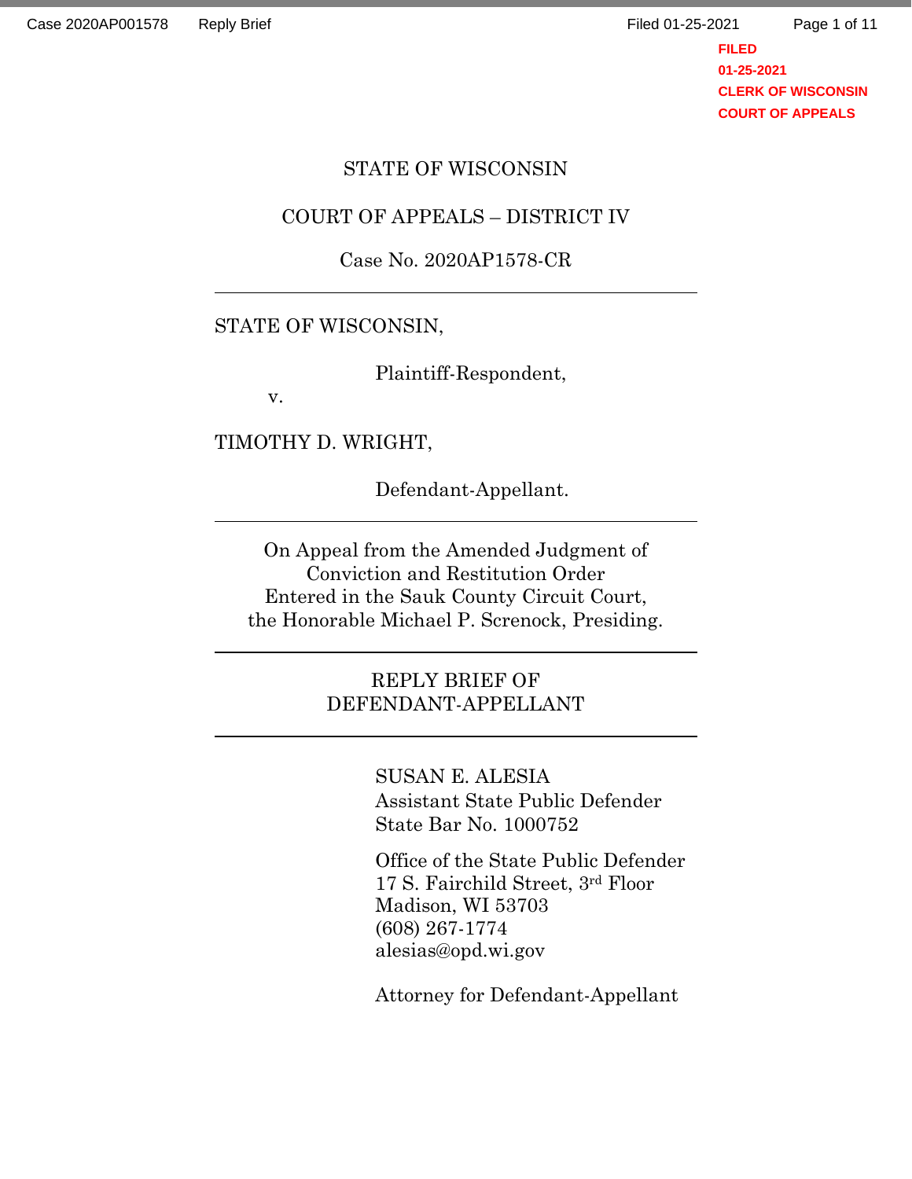STATE OF WISCONSIN

COURT OF APPEALS – DISTRICT IV

Case No. 2020AP1578-CR

---

STATE OF WISCONSIN,

Plaintiff-Respondent,

v.

TIMOTHY D. WRIGHT,

Defendant-Appellant.

---

On Appeal from the Amended Judgment of Conviction and Restitution Order Entered in the Sauk County Circuit Court, the Honorable Michael P. Screnock, Presiding.

---

REPLY BRIEF OF DEFENDANT-APPELLANT

---

SUSAN E. ALESIA
Assistant State Public Defender
State Bar No. 1000752

Office of the State Public Defender
17 S. Fairchild Street, 3rd Floor
Madison, WI 53703
(608) 267-1774
alesias@opd.wi.gov

Attorney for Defendant-Appellant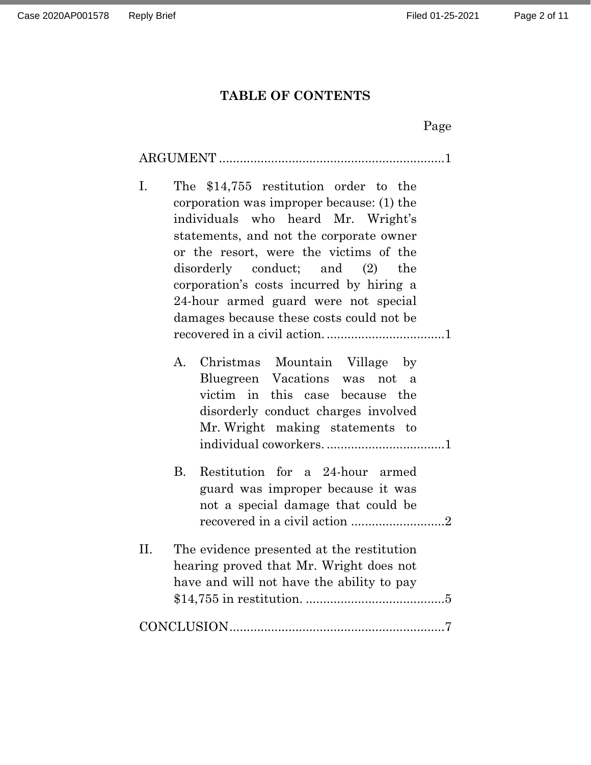## TABLE OF CONTENTS

Page

ARGUMENT ................................................................1

I. The $14,755 restitution order to the corporation was improper because: (1) the individuals who heard Mr. Wright's statements, and not the corporate owner or the resort, were the victims of the disorderly conduct; and (2) the corporation's costs incurred by hiring a 24-hour armed guard were not special damages because these costs could not be recovered in a civil action. ..................................1

   A. Christmas Mountain Village by Bluegreen Vacations was not a victim in this case because the disorderly conduct charges involved Mr. Wright making statements to individual coworkers. ..................................1

   B. Restitution for a 24-hour armed guard was improper because it was not a special damage that could be recovered in a civil action ...........................2

II. The evidence presented at the restitution hearing proved that Mr. Wright does not have and will not have the ability to pay $14,755 in restitution. ........................................5

CONCLUSION..............................................................7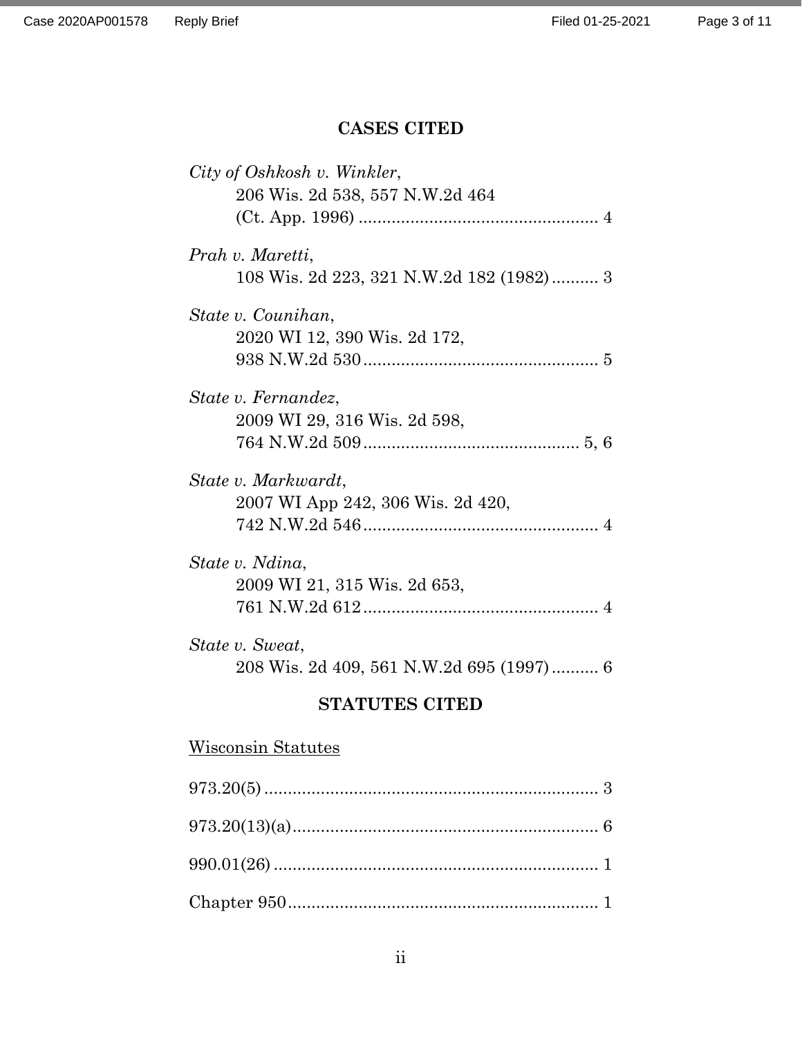## CASES CITED

*City of Oshkosh v. Winkler*,
206 Wis. 2d 538, 557 N.W.2d 464
(Ct. App. 1996) .................................................. 4

*Prah v. Maretti*,
108 Wis. 2d 223, 321 N.W.2d 182 (1982) .......... 3

*State v. Counihan*,
2020 WI 12, 390 Wis. 2d 172,
938 N.W.2d 530 ................................................. 5

*State v. Fernandez*,
2009 WI 29, 316 Wis. 2d 598,
764 N.W.2d 509 ............................................. 5, 6

*State v. Markwardt*,
2007 WI App 242, 306 Wis. 2d 420,
742 N.W.2d 546 ................................................. 4

*State v. Ndina*,
2009 WI 21, 315 Wis. 2d 653,
761 N.W.2d 612 ................................................. 4

*State v. Sweat*,
208 Wis. 2d 409, 561 N.W.2d 695 (1997) .......... 6

## STATUTES CITED

Wisconsin Statutes

973.20(5) ....................................................................... 3

973.20(13)(a) ................................................................. 6

990.01(26) ..................................................................... 1

Chapter 950 .................................................................. 1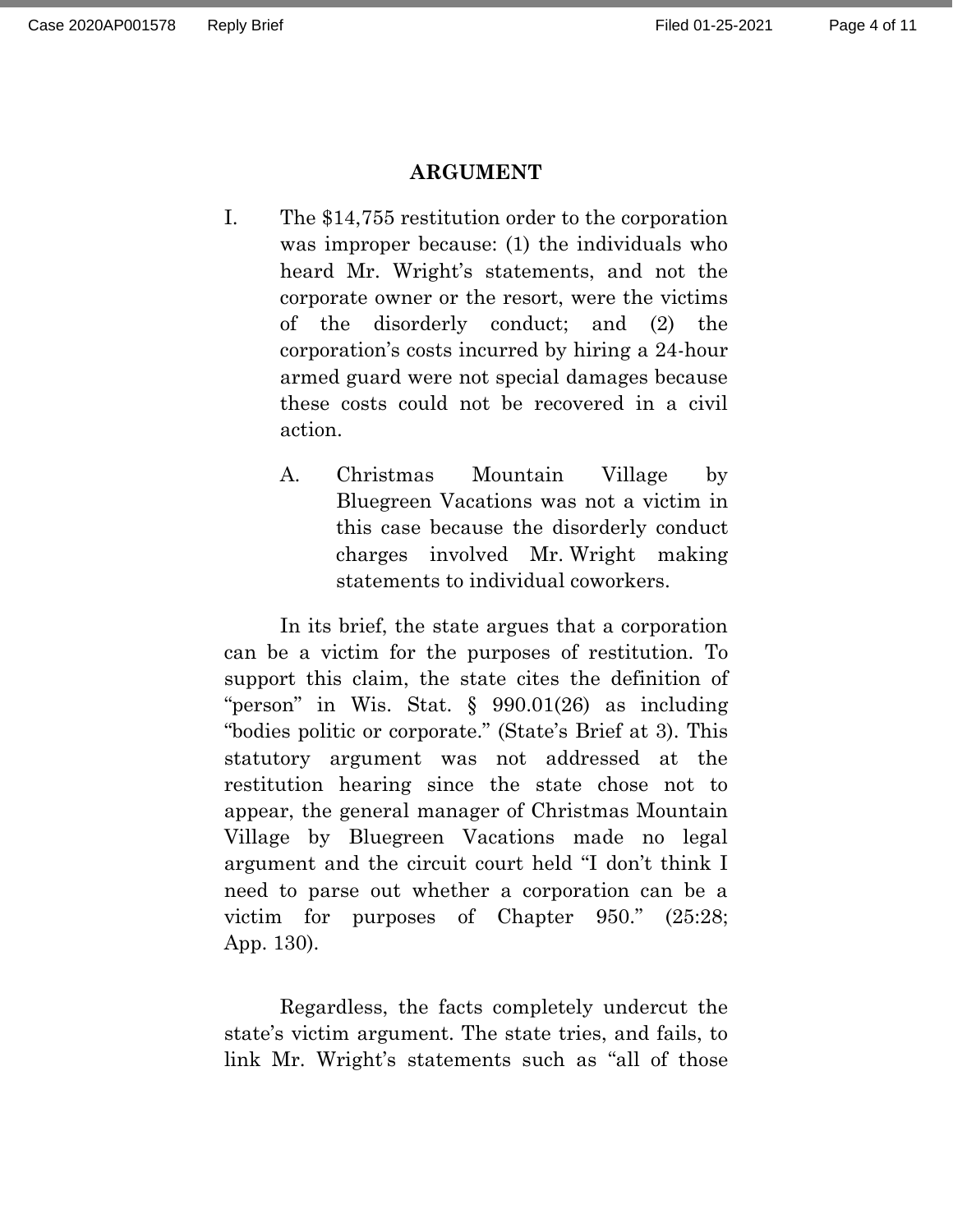## ARGUMENT

I. The $14,755 restitution order to the corporation was improper because: (1) the individuals who heard Mr. Wright's statements, and not the corporate owner or the resort, were the victims of the disorderly conduct; and (2) the corporation's costs incurred by hiring a 24-hour armed guard were not special damages because these costs could not be recovered in a civil action.

A. Christmas Mountain Village by Bluegreen Vacations was not a victim in this case because the disorderly conduct charges involved Mr. Wright making statements to individual coworkers.

In its brief, the state argues that a corporation can be a victim for the purposes of restitution. To support this claim, the state cites the definition of "person" in Wis. Stat. § 990.01(26) as including "bodies politic or corporate." (State's Brief at 3). This statutory argument was not addressed at the restitution hearing since the state chose not to appear, the general manager of Christmas Mountain Village by Bluegreen Vacations made no legal argument and the circuit court held "I don't think I need to parse out whether a corporation can be a victim for purposes of Chapter 950." (25:28; App. 130).

Regardless, the facts completely undercut the state's victim argument. The state tries, and fails, to link Mr. Wright's statements such as "all of those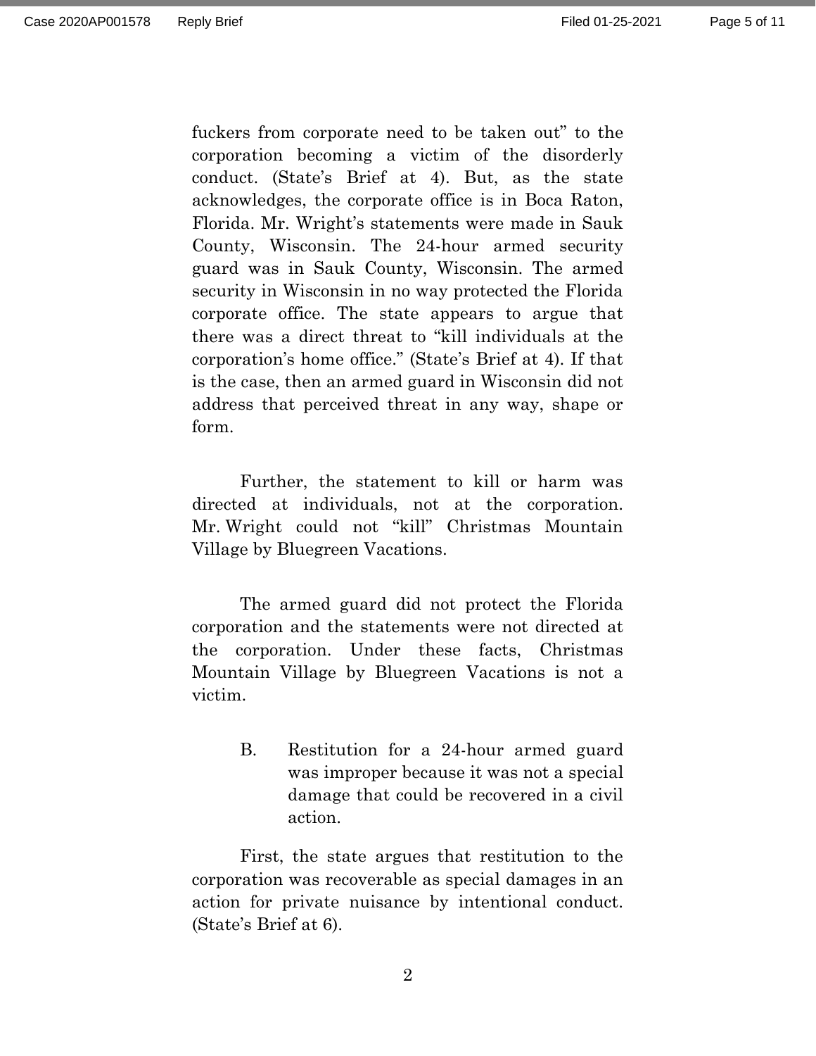fuckers from corporate need to be taken out" to the corporation becoming a victim of the disorderly conduct. (State's Brief at 4). But, as the state acknowledges, the corporate office is in Boca Raton, Florida. Mr. Wright's statements were made in Sauk County, Wisconsin. The 24-hour armed security guard was in Sauk County, Wisconsin. The armed security in Wisconsin in no way protected the Florida corporate office. The state appears to argue that there was a direct threat to "kill individuals at the corporation's home office." (State's Brief at 4). If that is the case, then an armed guard in Wisconsin did not address that perceived threat in any way, shape or form.

Further, the statement to kill or harm was directed at individuals, not at the corporation. Mr. Wright could not "kill" Christmas Mountain Village by Bluegreen Vacations.

The armed guard did not protect the Florida corporation and the statements were not directed at the corporation. Under these facts, Christmas Mountain Village by Bluegreen Vacations is not a victim.

B. Restitution for a 24-hour armed guard was improper because it was not a special damage that could be recovered in a civil action.

First, the state argues that restitution to the corporation was recoverable as special damages in an action for private nuisance by intentional conduct. (State's Brief at 6).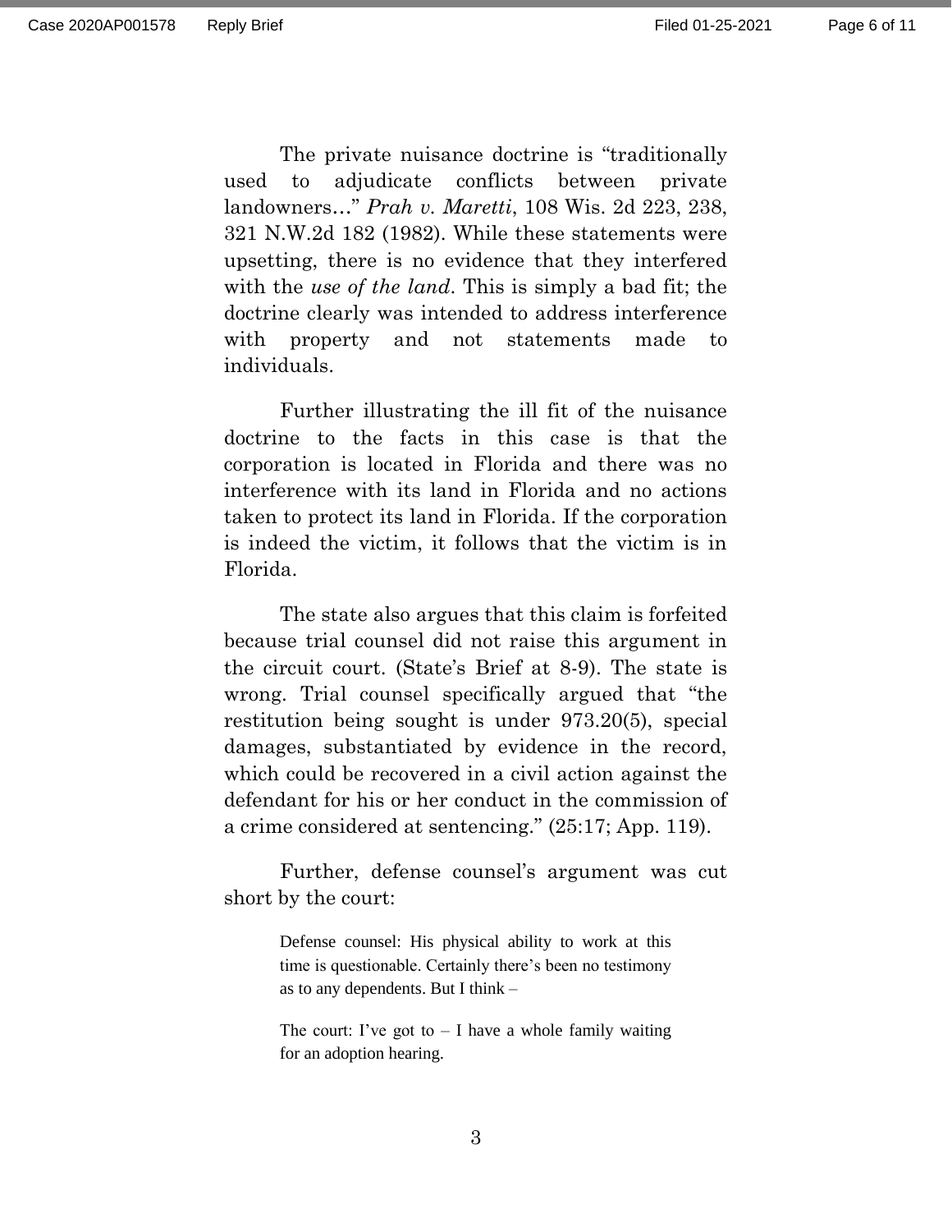The private nuisance doctrine is "traditionally used to adjudicate conflicts between private landowners…" *Prah v. Maretti*, 108 Wis. 2d 223, 238, 321 N.W.2d 182 (1982). While these statements were upsetting, there is no evidence that they interfered with the *use of the land*. This is simply a bad fit; the doctrine clearly was intended to address interference with property and not statements made to individuals.

Further illustrating the ill fit of the nuisance doctrine to the facts in this case is that the corporation is located in Florida and there was no interference with its land in Florida and no actions taken to protect its land in Florida. If the corporation is indeed the victim, it follows that the victim is in Florida.

The state also argues that this claim is forfeited because trial counsel did not raise this argument in the circuit court. (State's Brief at 8-9). The state is wrong. Trial counsel specifically argued that "the restitution being sought is under 973.20(5), special damages, substantiated by evidence in the record, which could be recovered in a civil action against the defendant for his or her conduct in the commission of a crime considered at sentencing." (25:17; App. 119).

Further, defense counsel's argument was cut short by the court:

> Defense counsel: His physical ability to work at this time is questionable. Certainly there's been no testimony as to any dependents. But I think –
>
> The court: I've got to – I have a whole family waiting for an adoption hearing.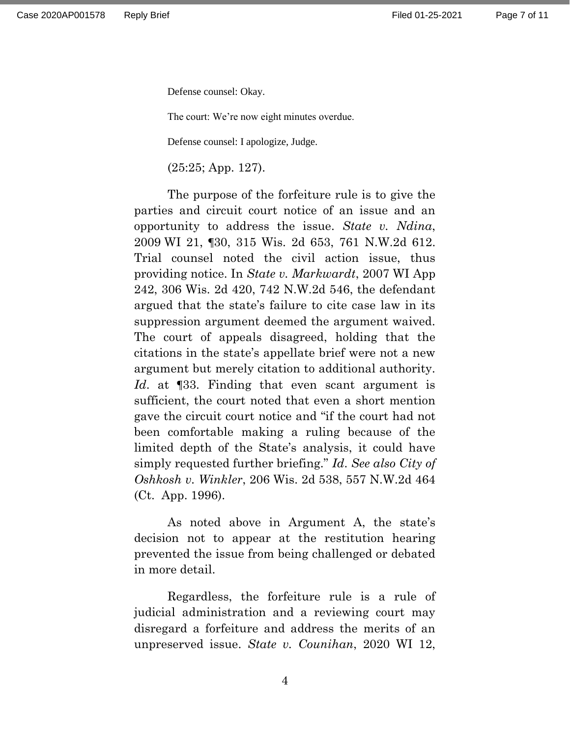Defense counsel: Okay.

The court: We're now eight minutes overdue.

Defense counsel: I apologize, Judge.

(25:25; App. 127).

The purpose of the forfeiture rule is to give the parties and circuit court notice of an issue and an opportunity to address the issue. *State v. Ndina*, 2009 WI 21, ¶30, 315 Wis. 2d 653, 761 N.W.2d 612. Trial counsel noted the civil action issue, thus providing notice. In *State v. Markwardt*, 2007 WI App 242, 306 Wis. 2d 420, 742 N.W.2d 546, the defendant argued that the state's failure to cite case law in its suppression argument deemed the argument waived. The court of appeals disagreed, holding that the citations in the state's appellate brief were not a new argument but merely citation to additional authority. *Id*. at ¶33. Finding that even scant argument is sufficient, the court noted that even a short mention gave the circuit court notice and "if the court had not been comfortable making a ruling because of the limited depth of the State's analysis, it could have simply requested further briefing." *Id*. *See also City of Oshkosh v. Winkler*, 206 Wis. 2d 538, 557 N.W.2d 464 (Ct. App. 1996).

As noted above in Argument A, the state's decision not to appear at the restitution hearing prevented the issue from being challenged or debated in more detail.

Regardless, the forfeiture rule is a rule of judicial administration and a reviewing court may disregard a forfeiture and address the merits of an unpreserved issue. *State v. Counihan*, 2020 WI 12,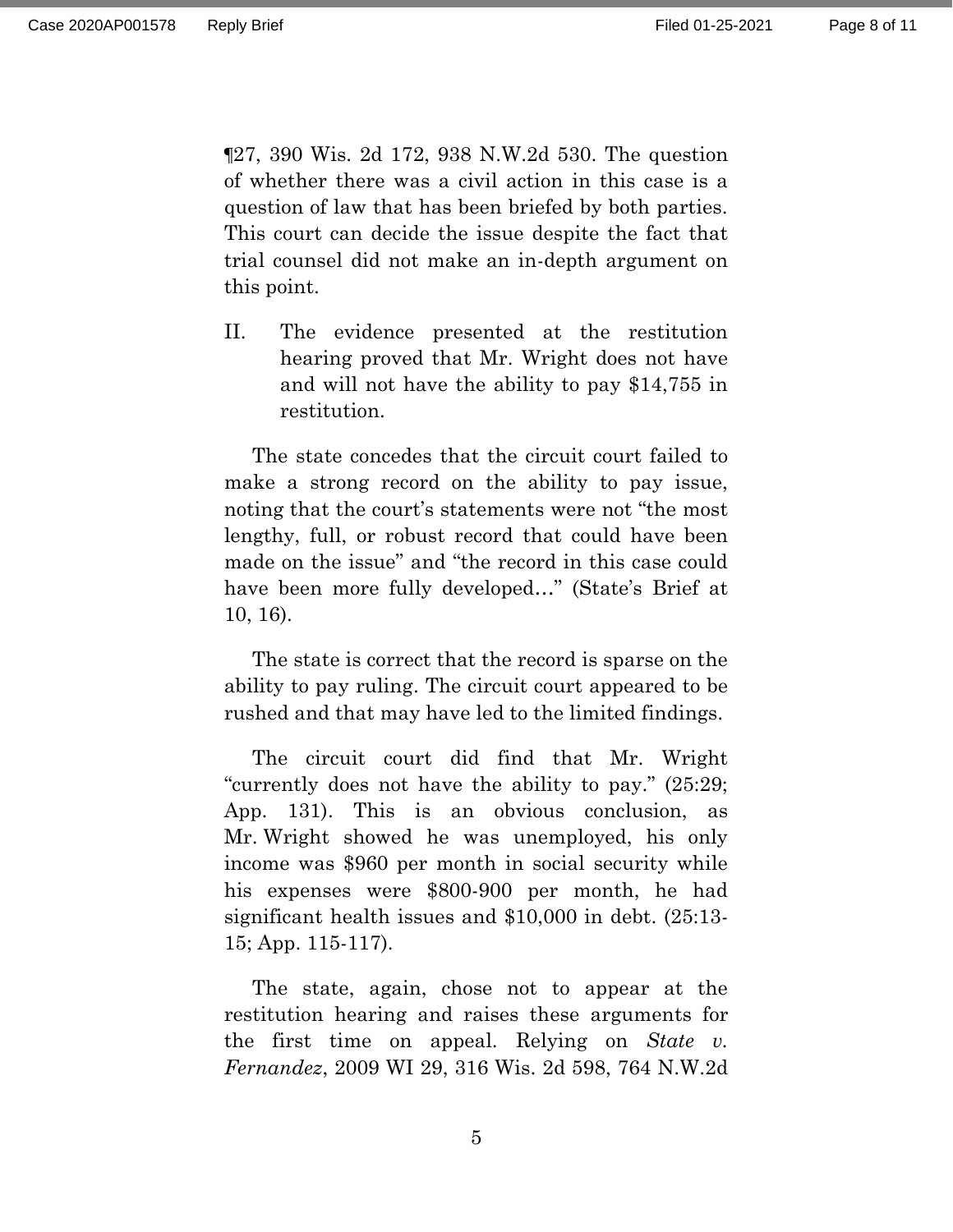¶27, 390 Wis. 2d 172, 938 N.W.2d 530. The question of whether there was a civil action in this case is a question of law that has been briefed by both parties. This court can decide the issue despite the fact that trial counsel did not make an in-depth argument on this point.

## II. The evidence presented at the restitution hearing proved that Mr. Wright does not have and will not have the ability to pay $14,755 in restitution.

The state concedes that the circuit court failed to make a strong record on the ability to pay issue, noting that the court's statements were not "the most lengthy, full, or robust record that could have been made on the issue" and "the record in this case could have been more fully developed…" (State's Brief at 10, 16).

The state is correct that the record is sparse on the ability to pay ruling. The circuit court appeared to be rushed and that may have led to the limited findings.

The circuit court did find that Mr. Wright "currently does not have the ability to pay." (25:29; App. 131). This is an obvious conclusion, as Mr. Wright showed he was unemployed, his only income was $960 per month in social security while his expenses were $800-900 per month, he had significant health issues and $10,000 in debt. (25:13-15; App. 115-117).

The state, again, chose not to appear at the restitution hearing and raises these arguments for the first time on appeal. Relying on *State v. Fernandez*, 2009 WI 29, 316 Wis. 2d 598, 764 N.W.2d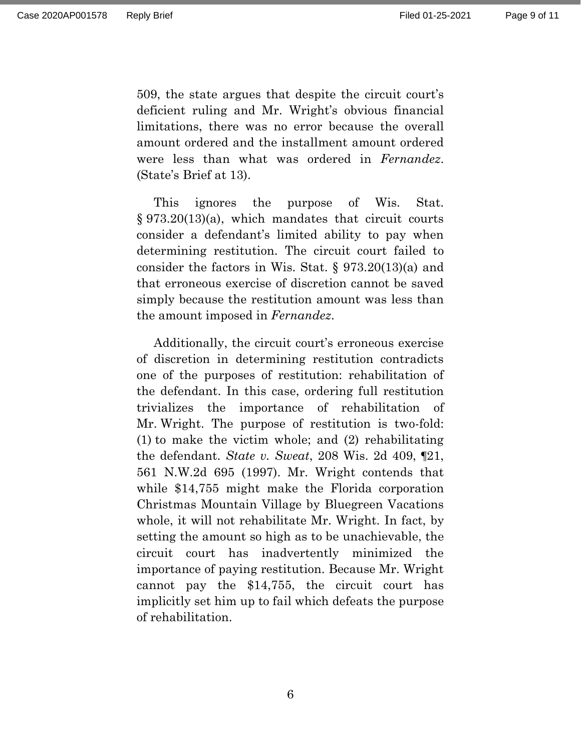509, the state argues that despite the circuit court's deficient ruling and Mr. Wright's obvious financial limitations, there was no error because the overall amount ordered and the installment amount ordered were less than what was ordered in *Fernandez*. (State's Brief at 13).

This ignores the purpose of Wis. Stat. § 973.20(13)(a), which mandates that circuit courts consider a defendant's limited ability to pay when determining restitution. The circuit court failed to consider the factors in Wis. Stat. § 973.20(13)(a) and that erroneous exercise of discretion cannot be saved simply because the restitution amount was less than the amount imposed in *Fernandez*.

Additionally, the circuit court's erroneous exercise of discretion in determining restitution contradicts one of the purposes of restitution: rehabilitation of the defendant. In this case, ordering full restitution trivializes the importance of rehabilitation of Mr. Wright. The purpose of restitution is two-fold: (1) to make the victim whole; and (2) rehabilitating the defendant. *State v. Sweat*, 208 Wis. 2d 409, ¶21, 561 N.W.2d 695 (1997). Mr. Wright contends that while $14,755 might make the Florida corporation Christmas Mountain Village by Bluegreen Vacations whole, it will not rehabilitate Mr. Wright. In fact, by setting the amount so high as to be unachievable, the circuit court has inadvertently minimized the importance of paying restitution. Because Mr. Wright cannot pay the $14,755, the circuit court has implicitly set him up to fail which defeats the purpose of rehabilitation.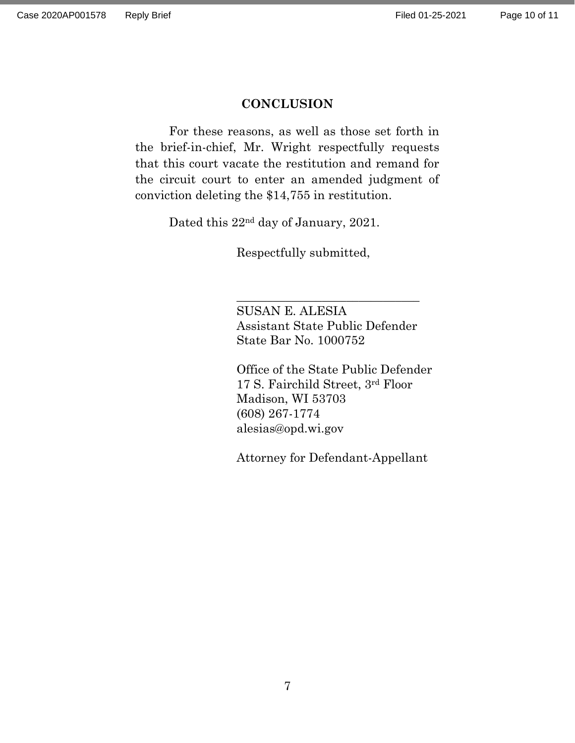## CONCLUSION

For these reasons, as well as those set forth in the brief-in-chief, Mr. Wright respectfully requests that this court vacate the restitution and remand for the circuit court to enter an amended judgment of conviction deleting the $14,755 in restitution.

Dated this 22nd day of January, 2021.

Respectfully submitted,

\_\_\_\_\_\_\_\_\_\_\_\_\_\_\_\_\_\_\_\_\_\_\_\_\_\_\_\_\_\_

SUSAN E. ALESIA
Assistant State Public Defender
State Bar No. 1000752

Office of the State Public Defender
17 S. Fairchild Street, 3rd Floor
Madison, WI 53703
(608) 267-1774
alesias@opd.wi.gov

Attorney for Defendant-Appellant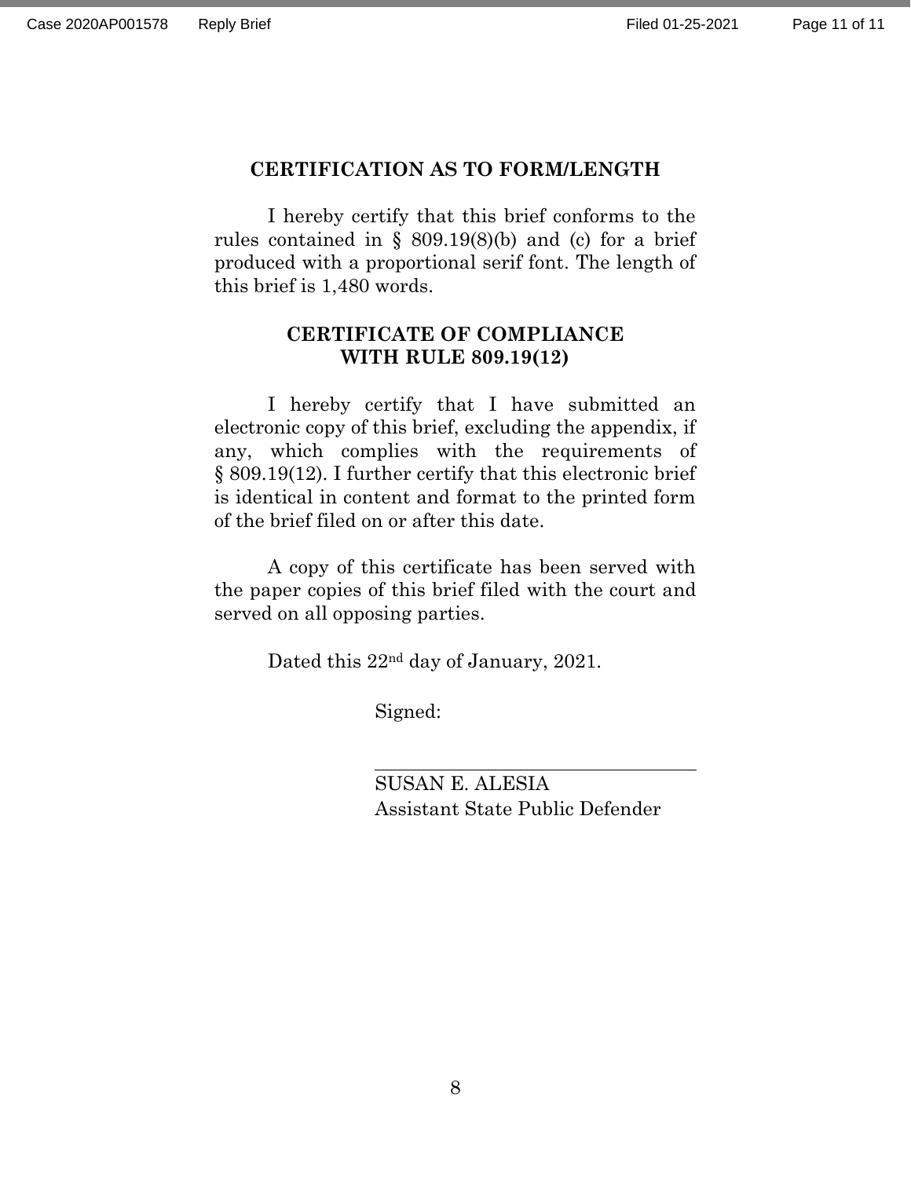## CERTIFICATION AS TO FORM/LENGTH

I hereby certify that this brief conforms to the rules contained in § 809.19(8)(b) and (c) for a brief produced with a proportional serif font. The length of this brief is 1,480 words.

## CERTIFICATE OF COMPLIANCE WITH RULE 809.19(12)

I hereby certify that I have submitted an electronic copy of this brief, excluding the appendix, if any, which complies with the requirements of § 809.19(12). I further certify that this electronic brief is identical in content and format to the printed form of the brief filed on or after this date.

A copy of this certificate has been served with the paper copies of this brief filed with the court and served on all opposing parties.

Dated this 22nd day of January, 2021.

Signed:

______________________________
SUSAN E. ALESIA
Assistant State Public Defender